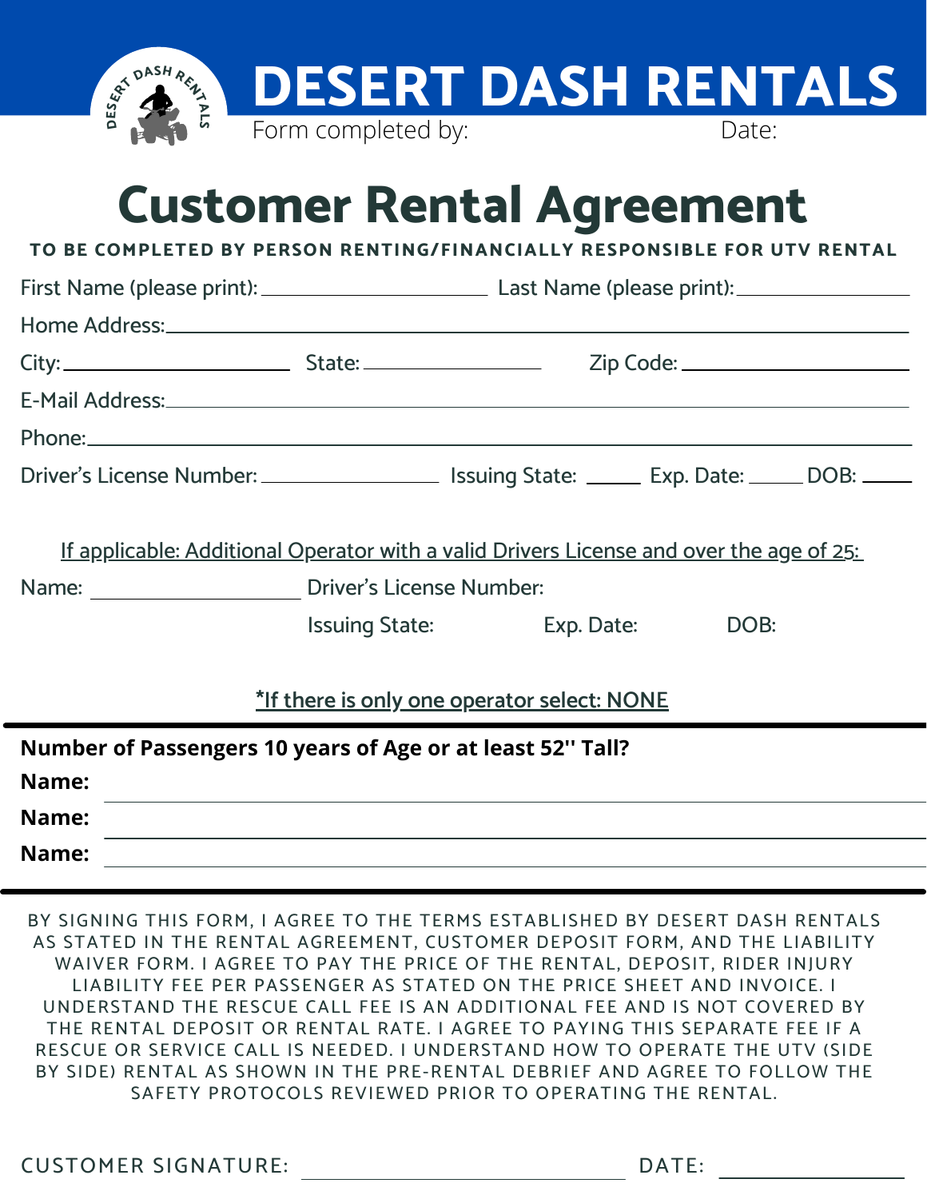# DESERT DASH RENTALS

Form completed by: Date:

# Customer Rental Agreement

**TO BE COMPLETED BY PERSON RENTING/FINANCIALLY RESPONSIBLE FOR UTV RENTAL**

First Name (please print): ____________________ Last Name (please print): ____________________

Home Address: ________________________________________________

City: ____________________ State: ____________________ Zip Code: ____________________

E-Mail Address: ________________________________________________

Phone: ________________________________________________

Driver's License Number: ____________________ Issuing State: _____ Exp. Date: _____ DOB: _____

If applicable: Additional Operator with a valid Drivers License and over the age of 25:

Name: ____________________ Driver's License Number:

Issuing State: Exp. Date: DOB:

*If there is only one operator select: NONE

---

**Number of Passengers 10 years of Age or at least 52'' Tall?**

**Name:** ________________________________________________

**Name:** ________________________________________________

**Name:** ________________________________________________

---

BY SIGNING THIS FORM, I AGREE TO THE TERMS ESTABLISHED BY DESERT DASH RENTALS AS STATED IN THE RENTAL AGREEMENT, CUSTOMER DEPOSIT FORM, AND THE LIABILITY WAIVER FORM. I AGREE TO PAY THE PRICE OF THE RENTAL, DEPOSIT, RIDER INJURY LIABILITY FEE PER PASSENGER AS STATED ON THE PRICE SHEET AND INVOICE. I UNDERSTAND THE RESCUE CALL FEE IS AN ADDITIONAL FEE AND IS NOT COVERED BY THE RENTAL DEPOSIT OR RENTAL RATE. I AGREE TO PAYING THIS SEPARATE FEE IF A RESCUE OR SERVICE CALL IS NEEDED. I UNDERSTAND HOW TO OPERATE THE UTV (SIDE BY SIDE) RENTAL AS SHOWN IN THE PRE-RENTAL DEBRIEF AND AGREE TO FOLLOW THE SAFETY PROTOCOLS REVIEWED PRIOR TO OPERATING THE RENTAL.

CUSTOMER SIGNATURE: ____________________ DATE: ____________________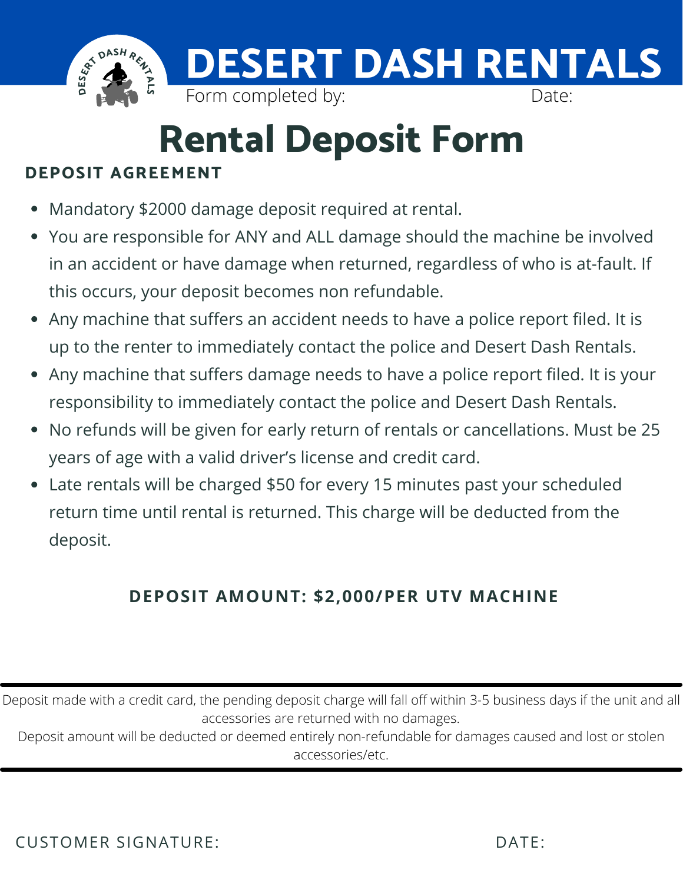# DESERT DASH RENTALS

Form completed by: Date:

# Rental Deposit Form

## DEPOSIT AGREEMENT

- Mandatory $2000 damage deposit required at rental.
- You are responsible for ANY and ALL damage should the machine be involved in an accident or have damage when returned, regardless of who is at-fault. If this occurs, your deposit becomes non refundable.
- Any machine that suffers an accident needs to have a police report filed. It is up to the renter to immediately contact the police and Desert Dash Rentals.
- Any machine that suffers damage needs to have a police report filed. It is your responsibility to immediately contact the police and Desert Dash Rentals.
- No refunds will be given for early return of rentals or cancellations. Must be 25 years of age with a valid driver's license and credit card.
- Late rentals will be charged $50 for every 15 minutes past your scheduled return time until rental is returned. This charge will be deducted from the deposit.

**DEPOSIT AMOUNT: $2,000/PER UTV MACHINE**

---

Deposit made with a credit card, the pending deposit charge will fall off within 3-5 business days if the unit and all accessories are returned with no damages.
Deposit amount will be deducted or deemed entirely non-refundable for damages caused and lost or stolen accessories/etc.

---

CUSTOMER SIGNATURE: DATE: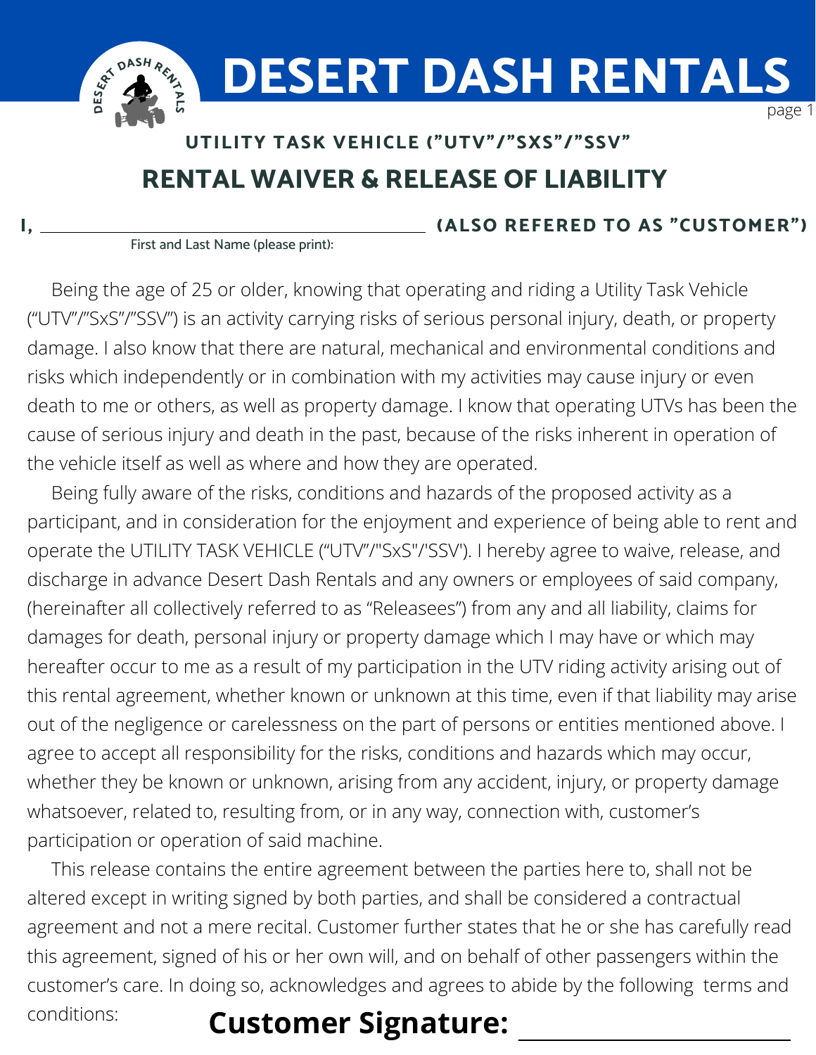# DESERT DASH RENTALS

### UTILITY TASK VEHICLE ("UTV"/"SXS"/"SSV"

## RENTAL WAIVER & RELEASE OF LIABILITY

**I,** \_\_\_\_\_\_\_\_\_\_\_\_\_\_\_\_\_\_\_\_\_\_\_\_\_\_\_\_\_\_\_\_\_\_\_\_\_\_\_\_ **(ALSO REFERED TO AS "CUSTOMER")**

First and Last Name (please print):

Being the age of 25 or older, knowing that operating and riding a Utility Task Vehicle ("UTV"/"SxS"/"SSV") is an activity carrying risks of serious personal injury, death, or property damage. I also know that there are natural, mechanical and environmental conditions and risks which independently or in combination with my activities may cause injury or even death to me or others, as well as property damage. I know that operating UTVs has been the cause of serious injury and death in the past, because of the risks inherent in operation of the vehicle itself as well as where and how they are operated.

Being fully aware of the risks, conditions and hazards of the proposed activity as a participant, and in consideration for the enjoyment and experience of being able to rent and operate the UTILITY TASK VEHICLE ("UTV"/"SxS"/'SSV'). I hereby agree to waive, release, and discharge in advance Desert Dash Rentals and any owners or employees of said company, (hereinafter all collectively referred to as "Releasees") from any and all liability, claims for damages for death, personal injury or property damage which I may have or which may hereafter occur to me as a result of my participation in the UTV riding activity arising out of this rental agreement, whether known or unknown at this time, even if that liability may arise out of the negligence or carelessness on the part of persons or entities mentioned above. I agree to accept all responsibility for the risks, conditions and hazards which may occur, whether they be known or unknown, arising from any accident, injury, or property damage whatsoever, related to, resulting from, or in any way, connection with, customer's participation or operation of said machine.

This release contains the entire agreement between the parties here to, shall not be altered except in writing signed by both parties, and shall be considered a contractual agreement and not a mere recital. Customer further states that he or she has carefully read this agreement, signed of his or her own will, and on behalf of other passengers within the customer's care. In doing so, acknowledges and agrees to abide by the following terms and conditions:

**Customer Signature:** \_\_\_\_\_\_\_\_\_\_\_\_\_\_\_\_\_\_\_\_\_\_\_\_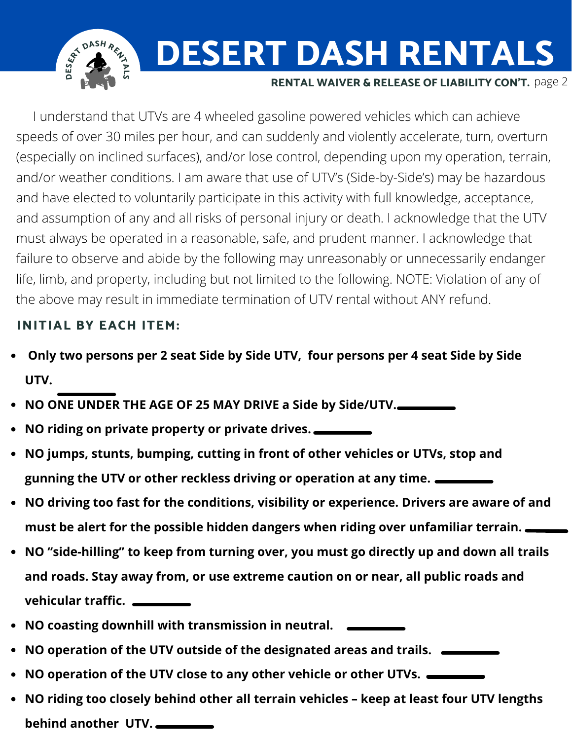# DESERT DASH RENTALS

**RENTAL WAIVER & RELEASE OF LIABILITY CON'T.**

I understand that UTVs are 4 wheeled gasoline powered vehicles which can achieve speeds of over 30 miles per hour, and can suddenly and violently accelerate, turn, overturn (especially on inclined surfaces), and/or lose control, depending upon my operation, terrain, and/or weather conditions. I am aware that use of UTV's (Side-by-Side's) may be hazardous and have elected to voluntarily participate in this activity with full knowledge, acceptance, and assumption of any and all risks of personal injury or death. I acknowledge that the UTV must always be operated in a reasonable, safe, and prudent manner. I acknowledge that failure to observe and abide by the following may unreasonably or unnecessarily endanger life, limb, and property, including but not limited to the following. NOTE: Violation of any of the above may result in immediate termination of UTV rental without ANY refund.

## INITIAL BY EACH ITEM:

- **Only two persons per 2 seat Side by Side UTV, four persons per 4 seat Side by Side UTV.** ________
- **NO ONE UNDER THE AGE OF 25 MAY DRIVE a Side by Side/UTV.** ________
- **NO riding on private property or private drives.** ________
- **NO jumps, stunts, bumping, cutting in front of other vehicles or UTVs, stop and gunning the UTV or other reckless driving or operation at any time.** ________
- **NO driving too fast for the conditions, visibility or experience. Drivers are aware of and must be alert for the possible hidden dangers when riding over unfamiliar terrain.** ________
- **NO "side-hilling" to keep from turning over, you must go directly up and down all trails and roads. Stay away from, or use extreme caution on or near, all public roads and vehicular traffic.** ________
- **NO coasting downhill with transmission in neutral.** ________
- **NO operation of the UTV outside of the designated areas and trails.** ________
- **NO operation of the UTV close to any other vehicle or other UTVs.** ________
- **NO riding too closely behind other all terrain vehicles – keep at least four UTV lengths behind another UTV.** ________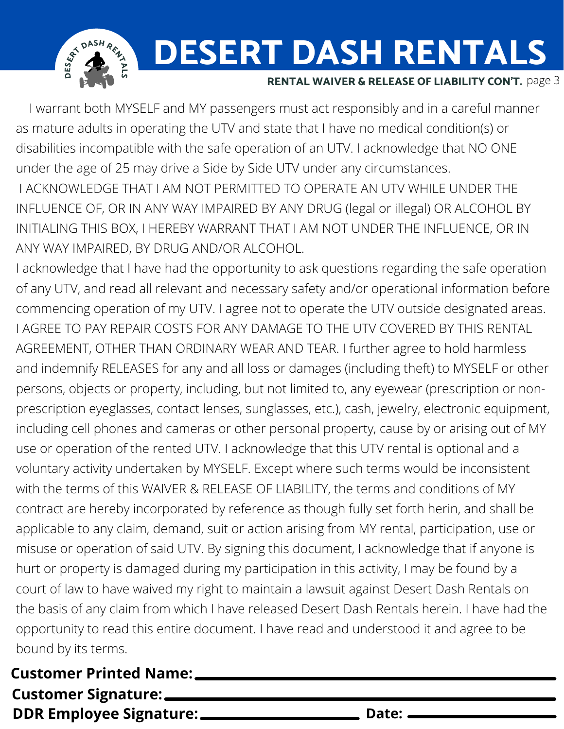# DESERT DASH RENTALS

**RENTAL WAIVER & RELEASE OF LIABILITY CON'T.**

I warrant both MYSELF and MY passengers must act responsibly and in a careful manner as mature adults in operating the UTV and state that I have no medical condition(s) or disabilities incompatible with the safe operation of an UTV. I acknowledge that NO ONE under the age of 25 may drive a Side by Side UTV under any circumstances.

I ACKNOWLEDGE THAT I AM NOT PERMITTED TO OPERATE AN UTV WHILE UNDER THE INFLUENCE OF, OR IN ANY WAY IMPAIRED BY ANY DRUG (legal or illegal) OR ALCOHOL BY INITIALING THIS BOX, I HEREBY WARRANT THAT I AM NOT UNDER THE INFLUENCE, OR IN ANY WAY IMPAIRED, BY DRUG AND/OR ALCOHOL.

I acknowledge that I have had the opportunity to ask questions regarding the safe operation of any UTV, and read all relevant and necessary safety and/or operational information before commencing operation of my UTV. I agree not to operate the UTV outside designated areas. I AGREE TO PAY REPAIR COSTS FOR ANY DAMAGE TO THE UTV COVERED BY THIS RENTAL AGREEMENT, OTHER THAN ORDINARY WEAR AND TEAR. I further agree to hold harmless and indemnify RELEASES for any and all loss or damages (including theft) to MYSELF or other persons, objects or property, including, but not limited to, any eyewear (prescription or non-prescription eyeglasses, contact lenses, sunglasses, etc.), cash, jewelry, electronic equipment, including cell phones and cameras or other personal property, cause by or arising out of MY use or operation of the rented UTV. I acknowledge that this UTV rental is optional and a voluntary activity undertaken by MYSELF. Except where such terms would be inconsistent with the terms of this WAIVER & RELEASE OF LIABILITY, the terms and conditions of MY contract are hereby incorporated by reference as though fully set forth herin, and shall be applicable to any claim, demand, suit or action arising from MY rental, participation, use or misuse or operation of said UTV. By signing this document, I acknowledge that if anyone is hurt or property is damaged during my participation in this activity, I may be found by a court of law to have waived my right to maintain a lawsuit against Desert Dash Rentals on the basis of any claim from which I have released Desert Dash Rentals herein. I have had the opportunity to read this entire document. I have read and understood it and agree to be bound by its terms.

**Customer Printed Name:** ______________________________

**Customer Signature:** ______________________________

**DDR Employee Signature:** ____________________ **Date:** ____________________